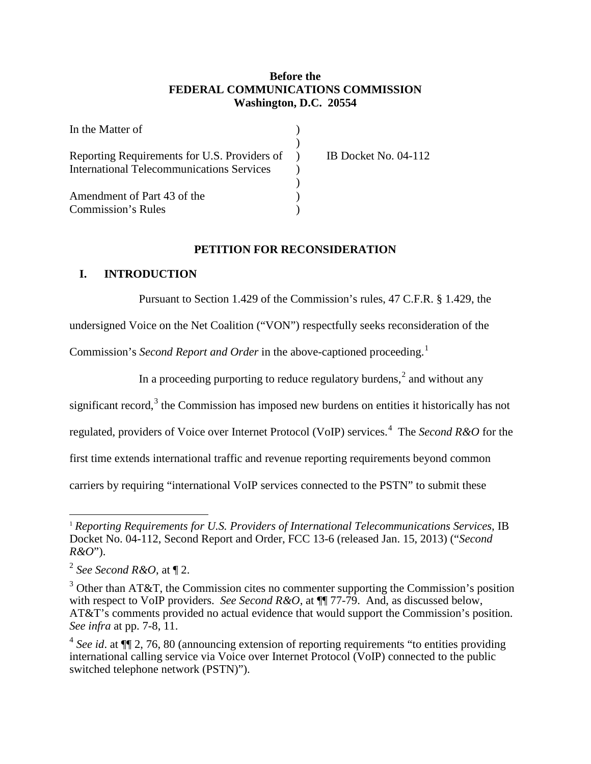**Before the**
**FEDERAL COMMUNICATIONS COMMISSION**
**Washington, D.C. 20554**

| | | |
|---|---|---|
| In the Matter of | ) | |
| | ) | |
| Reporting Requirements for U.S. Providers of International Telecommunications Services | ) | IB Docket No. 04-112 |
| | ) | |
| Amendment of Part 43 of the Commission's Rules | ) | |

## PETITION FOR RECONSIDERATION

### I. INTRODUCTION

Pursuant to Section 1.429 of the Commission's rules, 47 C.F.R. § 1.429, the undersigned Voice on the Net Coalition ("VON") respectfully seeks reconsideration of the Commission's *Second Report and Order* in the above-captioned proceeding.[1]

In a proceeding purporting to reduce regulatory burdens,[2] and without any significant record,[3] the Commission has imposed new burdens on entities it historically has not regulated, providers of Voice over Internet Protocol (VoIP) services.[4] The *Second R&O* for the first time extends international traffic and revenue reporting requirements beyond common carriers by requiring "international VoIP services connected to the PSTN" to submit these

---

[1] *Reporting Requirements for U.S. Providers of International Telecommunications Services*, IB Docket No. 04-112, Second Report and Order, FCC 13-6 (released Jan. 15, 2013) ("*Second R&O*").

[2] *See Second R&O*, at ¶ 2.

[3] Other than AT&T, the Commission cites no commenter supporting the Commission's position with respect to VoIP providers. *See Second R&O*, at ¶¶ 77-79. And, as discussed below, AT&T's comments provided no actual evidence that would support the Commission's position. *See infra* at pp. 7-8, 11.

[4] *See id*. at ¶¶ 2, 76, 80 (announcing extension of reporting requirements "to entities providing international calling service via Voice over Internet Protocol (VoIP) connected to the public switched telephone network (PSTN)").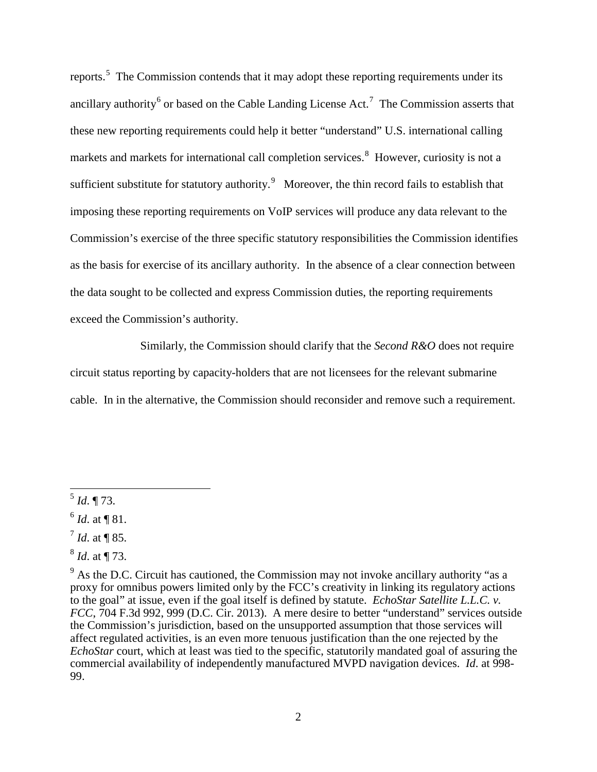reports.[5] The Commission contends that it may adopt these reporting requirements under its ancillary authority[6] or based on the Cable Landing License Act.[7] The Commission asserts that these new reporting requirements could help it better "understand" U.S. international calling markets and markets for international call completion services.[8] However, curiosity is not a sufficient substitute for statutory authority.[9] Moreover, the thin record fails to establish that imposing these reporting requirements on VoIP services will produce any data relevant to the Commission's exercise of the three specific statutory responsibilities the Commission identifies as the basis for exercise of its ancillary authority. In the absence of a clear connection between the data sought to be collected and express Commission duties, the reporting requirements exceed the Commission's authority.

Similarly, the Commission should clarify that the *Second R&O* does not require circuit status reporting by capacity-holders that are not licensees for the relevant submarine cable. In in the alternative, the Commission should reconsider and remove such a requirement.

---

[5] *Id.* ¶ 73.

[6] *Id.* at ¶ 81.

[7] *Id.* at ¶ 85.

[8] *Id.* at ¶ 73.

[9] As the D.C. Circuit has cautioned, the Commission may not invoke ancillary authority "as a proxy for omnibus powers limited only by the FCC's creativity in linking its regulatory actions to the goal" at issue, even if the goal itself is defined by statute. *EchoStar Satellite L.L.C. v. FCC*, 704 F.3d 992, 999 (D.C. Cir. 2013). A mere desire to better "understand" services outside the Commission's jurisdiction, based on the unsupported assumption that those services will affect regulated activities, is an even more tenuous justification than the one rejected by the *EchoStar* court, which at least was tied to the specific, statutorily mandated goal of assuring the commercial availability of independently manufactured MVPD navigation devices. *Id.* at 998-99.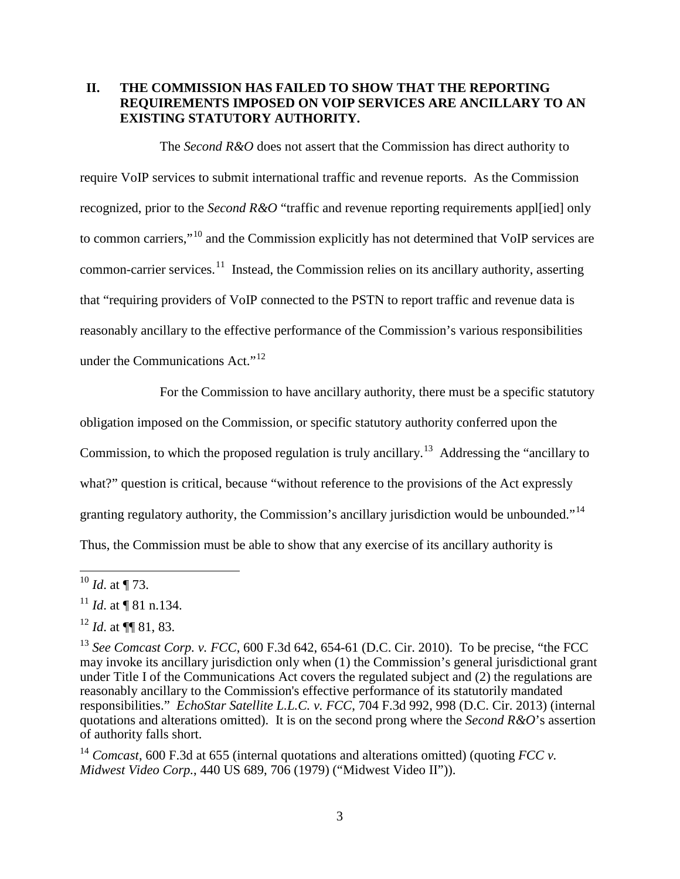## II. THE COMMISSION HAS FAILED TO SHOW THAT THE REPORTING REQUIREMENTS IMPOSED ON VOIP SERVICES ARE ANCILLARY TO AN EXISTING STATUTORY AUTHORITY.

The *Second R&O* does not assert that the Commission has direct authority to require VoIP services to submit international traffic and revenue reports. As the Commission recognized, prior to the *Second R&O* "traffic and revenue reporting requirements appl[ied] only to common carriers,"[10] and the Commission explicitly has not determined that VoIP services are common-carrier services.[11] Instead, the Commission relies on its ancillary authority, asserting that "requiring providers of VoIP connected to the PSTN to report traffic and revenue data is reasonably ancillary to the effective performance of the Commission's various responsibilities under the Communications Act."[12]

For the Commission to have ancillary authority, there must be a specific statutory obligation imposed on the Commission, or specific statutory authority conferred upon the Commission, to which the proposed regulation is truly ancillary.[13] Addressing the "ancillary to what?" question is critical, because "without reference to the provisions of the Act expressly granting regulatory authority, the Commission's ancillary jurisdiction would be unbounded."[14] Thus, the Commission must be able to show that any exercise of its ancillary authority is

---

[10] *Id*. at ¶ 73.

[11] *Id*. at ¶ 81 n.134.

[12] *Id*. at ¶¶ 81, 83.

[13] *See Comcast Corp. v. FCC*, 600 F.3d 642, 654-61 (D.C. Cir. 2010). To be precise, "the FCC may invoke its ancillary jurisdiction only when (1) the Commission's general jurisdictional grant under Title I of the Communications Act covers the regulated subject and (2) the regulations are reasonably ancillary to the Commission's effective performance of its statutorily mandated responsibilities." *EchoStar Satellite L.L.C. v. FCC*, 704 F.3d 992, 998 (D.C. Cir. 2013) (internal quotations and alterations omitted). It is on the second prong where the *Second R&O*'s assertion of authority falls short.

[14] *Comcast*, 600 F.3d at 655 (internal quotations and alterations omitted) (quoting *FCC v. Midwest Video Corp.*, 440 US 689, 706 (1979) ("Midwest Video II")).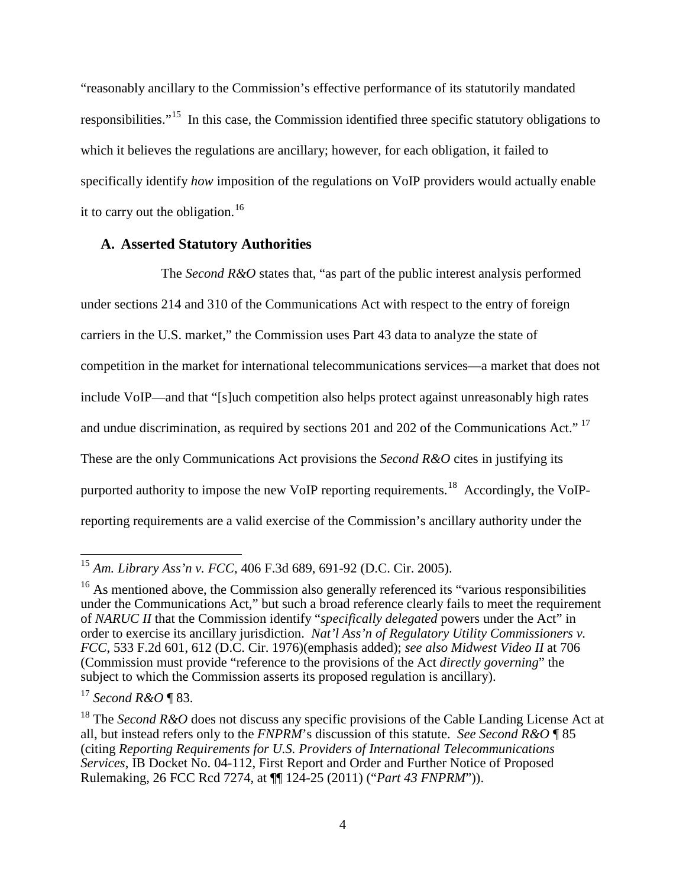"reasonably ancillary to the Commission's effective performance of its statutorily mandated responsibilities."[15] In this case, the Commission identified three specific statutory obligations to which it believes the regulations are ancillary; however, for each obligation, it failed to specifically identify *how* imposition of the regulations on VoIP providers would actually enable it to carry out the obligation.[16]

### A. Asserted Statutory Authorities

The *Second R&O* states that, "as part of the public interest analysis performed under sections 214 and 310 of the Communications Act with respect to the entry of foreign carriers in the U.S. market," the Commission uses Part 43 data to analyze the state of competition in the market for international telecommunications services—a market that does not include VoIP—and that "[s]uch competition also helps protect against unreasonably high rates and undue discrimination, as required by sections 201 and 202 of the Communications Act."[17] These are the only Communications Act provisions the *Second R&O* cites in justifying its purported authority to impose the new VoIP reporting requirements.[18] Accordingly, the VoIP-reporting requirements are a valid exercise of the Commission's ancillary authority under the

---

[15] *Am. Library Ass'n v. FCC*, 406 F.3d 689, 691-92 (D.C. Cir. 2005).

[16] As mentioned above, the Commission also generally referenced its "various responsibilities under the Communications Act," but such a broad reference clearly fails to meet the requirement of *NARUC II* that the Commission identify "*specifically delegated* powers under the Act" in order to exercise its ancillary jurisdiction. *Nat'l Ass'n of Regulatory Utility Commissioners v. FCC*, 533 F.2d 601, 612 (D.C. Cir. 1976)(emphasis added); *see also Midwest Video II* at 706 (Commission must provide "reference to the provisions of the Act *directly governing*" the subject to which the Commission asserts its proposed regulation is ancillary).

[17] *Second R&O* ¶ 83.

[18] The *Second R&O* does not discuss any specific provisions of the Cable Landing License Act at all, but instead refers only to the *FNPRM*'s discussion of this statute. *See Second R&O* ¶ 85 (citing *Reporting Requirements for U.S. Providers of International Telecommunications Services*, IB Docket No. 04-112, First Report and Order and Further Notice of Proposed Rulemaking, 26 FCC Rcd 7274, at ¶¶ 124-25 (2011) ("*Part 43 FNPRM*")).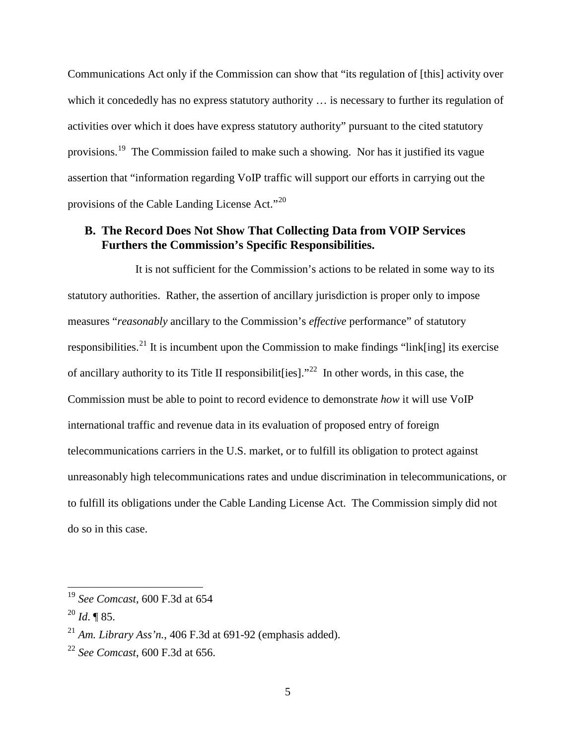Communications Act only if the Commission can show that "its regulation of [this] activity over which it concededly has no express statutory authority … is necessary to further its regulation of activities over which it does have express statutory authority" pursuant to the cited statutory provisions.[19] The Commission failed to make such a showing. Nor has it justified its vague assertion that "information regarding VoIP traffic will support our efforts in carrying out the provisions of the Cable Landing License Act."[20]

## B. The Record Does Not Show That Collecting Data from VOIP Services Furthers the Commission's Specific Responsibilities.

It is not sufficient for the Commission's actions to be related in some way to its statutory authorities. Rather, the assertion of ancillary jurisdiction is proper only to impose measures "*reasonably* ancillary to the Commission's *effective* performance" of statutory responsibilities.[21] It is incumbent upon the Commission to make findings "link[ing] its exercise of ancillary authority to its Title II responsibilit[ies]."[22] In other words, in this case, the Commission must be able to point to record evidence to demonstrate *how* it will use VoIP international traffic and revenue data in its evaluation of proposed entry of foreign telecommunications carriers in the U.S. market, or to fulfill its obligation to protect against unreasonably high telecommunications rates and undue discrimination in telecommunications, or to fulfill its obligations under the Cable Landing License Act. The Commission simply did not do so in this case.

---

[19] *See Comcast*, 600 F.3d at 654

[20] *Id*. ¶ 85.

[21] *Am. Library Ass'n.*, 406 F.3d at 691-92 (emphasis added).

[22] *See Comcast*, 600 F.3d at 656.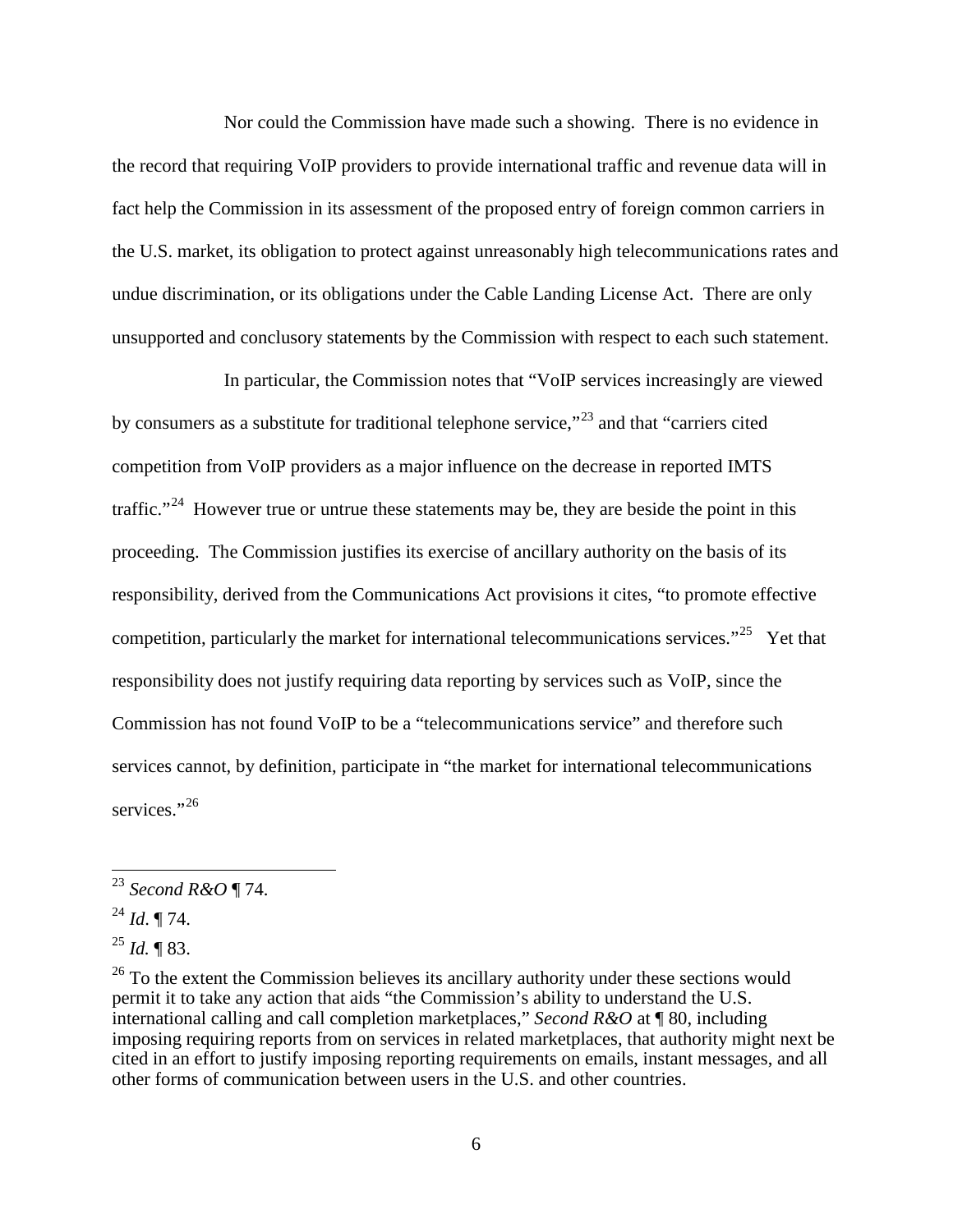Nor could the Commission have made such a showing. There is no evidence in the record that requiring VoIP providers to provide international traffic and revenue data will in fact help the Commission in its assessment of the proposed entry of foreign common carriers in the U.S. market, its obligation to protect against unreasonably high telecommunications rates and undue discrimination, or its obligations under the Cable Landing License Act. There are only unsupported and conclusory statements by the Commission with respect to each such statement.

In particular, the Commission notes that "VoIP services increasingly are viewed by consumers as a substitute for traditional telephone service,"[23] and that "carriers cited competition from VoIP providers as a major influence on the decrease in reported IMTS traffic."[24] However true or untrue these statements may be, they are beside the point in this proceeding. The Commission justifies its exercise of ancillary authority on the basis of its responsibility, derived from the Communications Act provisions it cites, "to promote effective competition, particularly the market for international telecommunications services."[25] Yet that responsibility does not justify requiring data reporting by services such as VoIP, since the Commission has not found VoIP to be a "telecommunications service" and therefore such services cannot, by definition, participate in "the market for international telecommunications services."[26]

---

[23] *Second R&O* ¶ 74.

[24] *Id*. ¶ 74.

[25] *Id.* ¶ 83.

[26] To the extent the Commission believes its ancillary authority under these sections would permit it to take any action that aids "the Commission's ability to understand the U.S. international calling and call completion marketplaces," *Second R&O* at ¶ 80, including imposing requiring reports from on services in related marketplaces, that authority might next be cited in an effort to justify imposing reporting requirements on emails, instant messages, and all other forms of communication between users in the U.S. and other countries.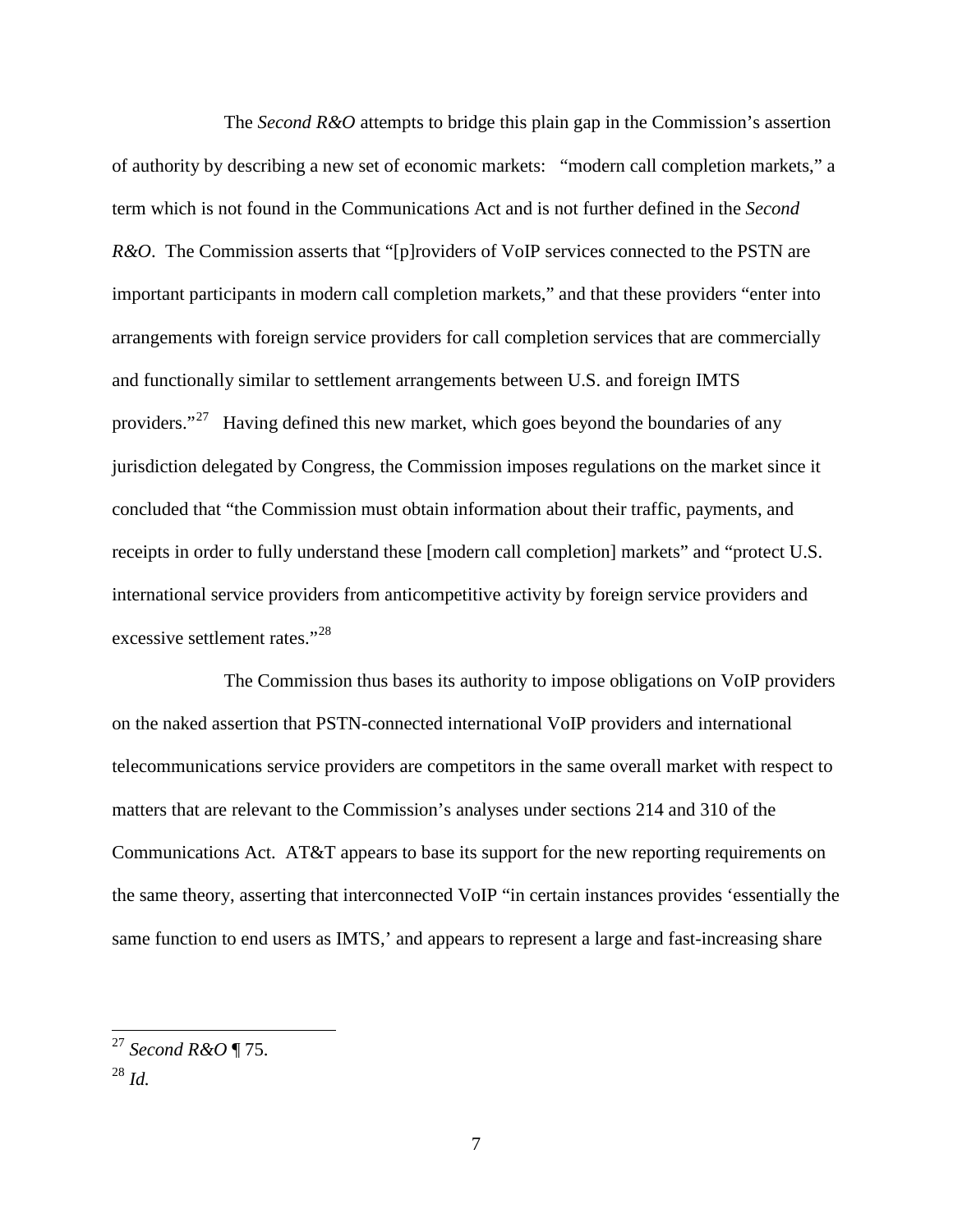The *Second R&O* attempts to bridge this plain gap in the Commission's assertion of authority by describing a new set of economic markets: "modern call completion markets," a term which is not found in the Communications Act and is not further defined in the *Second R&O*. The Commission asserts that "[p]roviders of VoIP services connected to the PSTN are important participants in modern call completion markets," and that these providers "enter into arrangements with foreign service providers for call completion services that are commercially and functionally similar to settlement arrangements between U.S. and foreign IMTS providers."[27] Having defined this new market, which goes beyond the boundaries of any jurisdiction delegated by Congress, the Commission imposes regulations on the market since it concluded that "the Commission must obtain information about their traffic, payments, and receipts in order to fully understand these [modern call completion] markets" and "protect U.S. international service providers from anticompetitive activity by foreign service providers and excessive settlement rates."[28]

The Commission thus bases its authority to impose obligations on VoIP providers on the naked assertion that PSTN-connected international VoIP providers and international telecommunications service providers are competitors in the same overall market with respect to matters that are relevant to the Commission's analyses under sections 214 and 310 of the Communications Act. AT&T appears to base its support for the new reporting requirements on the same theory, asserting that interconnected VoIP "in certain instances provides 'essentially the same function to end users as IMTS,' and appears to represent a large and fast-increasing share

---

[27] *Second R&O* ¶ 75.

[28] *Id.*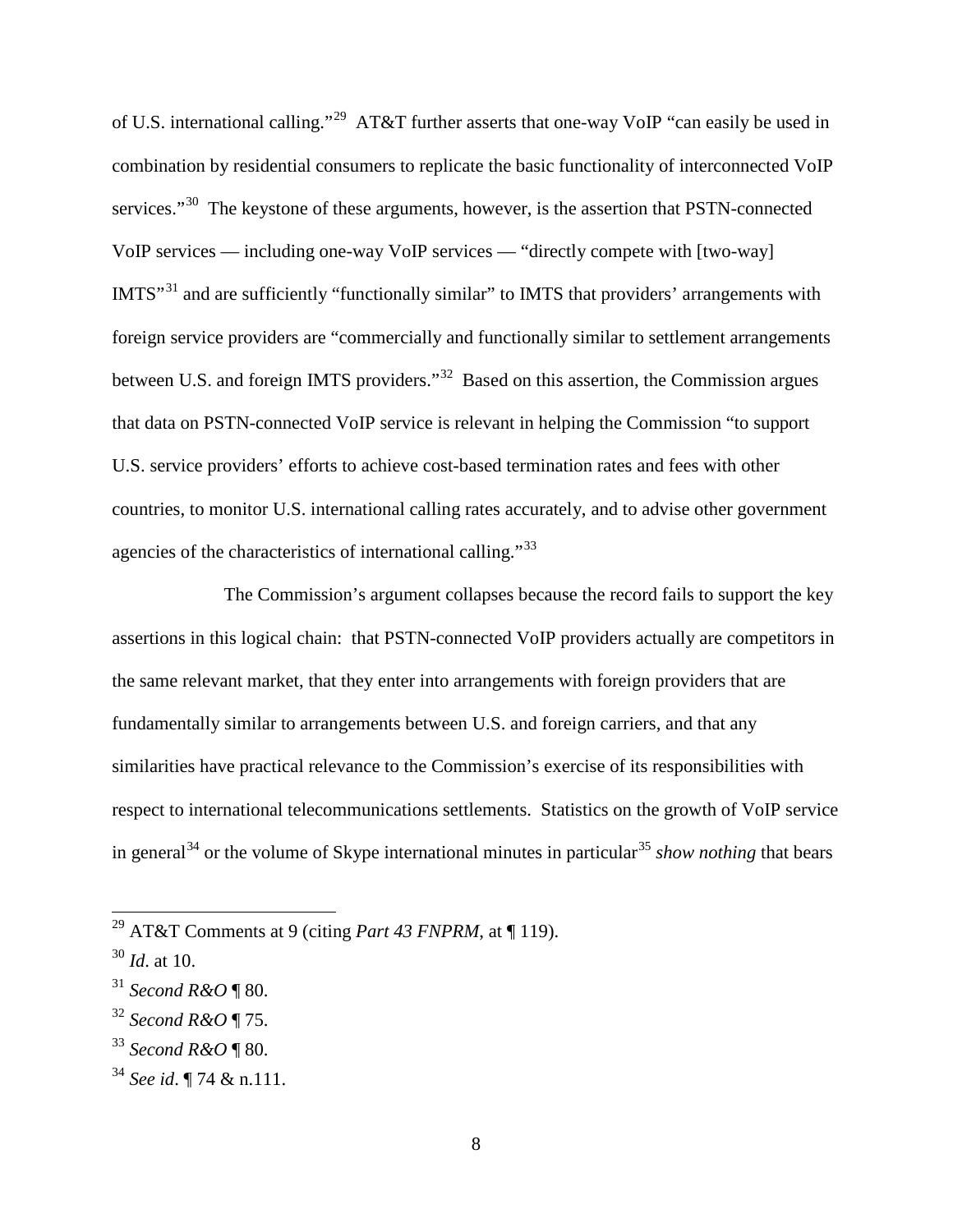of U.S. international calling."[29] AT&T further asserts that one-way VoIP "can easily be used in combination by residential consumers to replicate the basic functionality of interconnected VoIP services."[30] The keystone of these arguments, however, is the assertion that PSTN-connected VoIP services — including one-way VoIP services — "directly compete with [two-way] IMTS"[31] and are sufficiently "functionally similar" to IMTS that providers' arrangements with foreign service providers are "commercially and functionally similar to settlement arrangements between U.S. and foreign IMTS providers."[32] Based on this assertion, the Commission argues that data on PSTN-connected VoIP service is relevant in helping the Commission "to support U.S. service providers' efforts to achieve cost-based termination rates and fees with other countries, to monitor U.S. international calling rates accurately, and to advise other government agencies of the characteristics of international calling."[33]

The Commission's argument collapses because the record fails to support the key assertions in this logical chain: that PSTN-connected VoIP providers actually are competitors in the same relevant market, that they enter into arrangements with foreign providers that are fundamentally similar to arrangements between U.S. and foreign carriers, and that any similarities have practical relevance to the Commission's exercise of its responsibilities with respect to international telecommunications settlements. Statistics on the growth of VoIP service in general[34] or the volume of Skype international minutes in particular[35] *show nothing* that bears

---

[29] AT&T Comments at 9 (citing *Part 43 FNPRM*, at ¶ 119).

[30] *Id*. at 10.

[31] *Second R&O* ¶ 80.

[32] *Second R&O* ¶ 75.

[33] *Second R&O* ¶ 80.

[34] *See id*. ¶ 74 & n.111.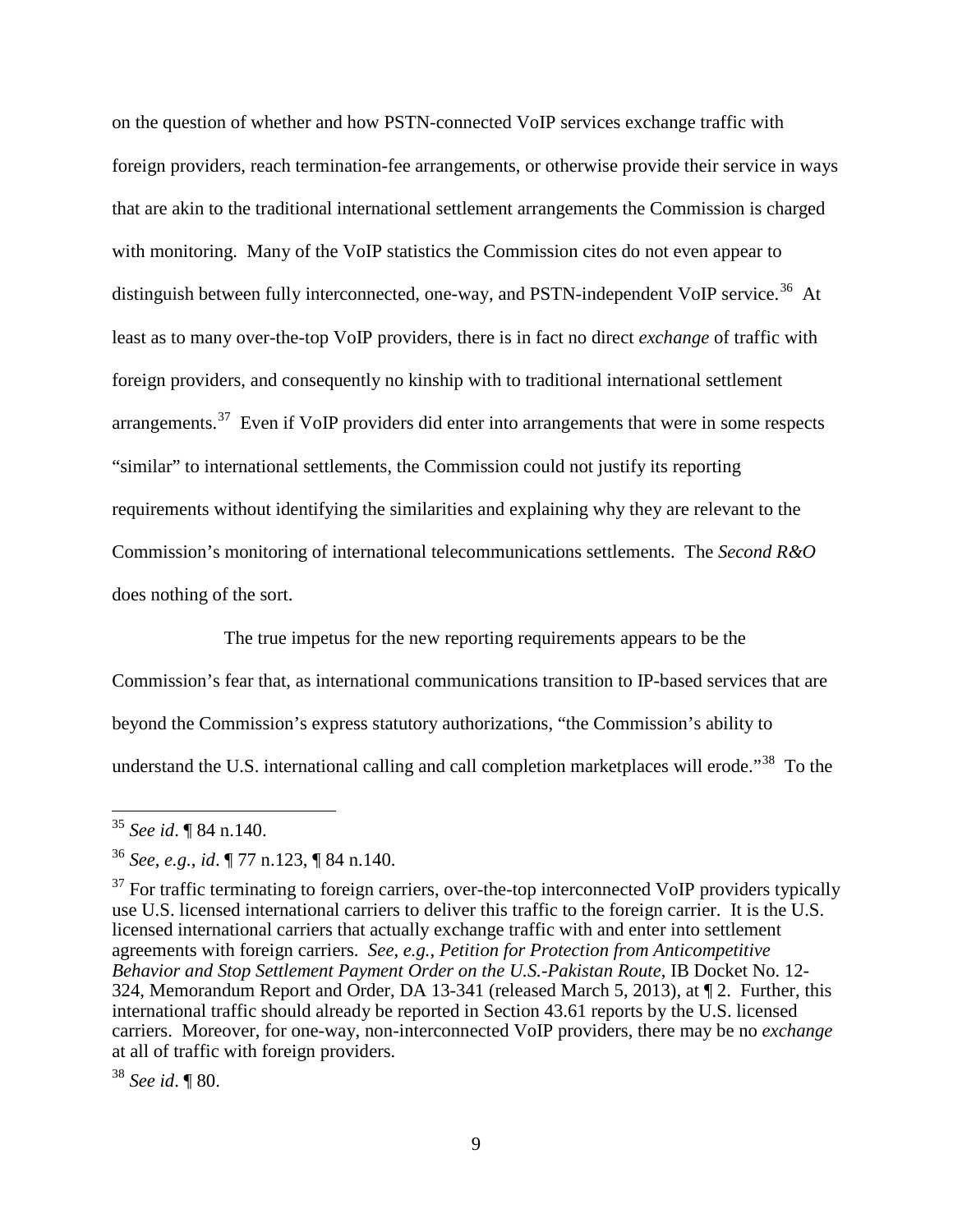on the question of whether and how PSTN-connected VoIP services exchange traffic with foreign providers, reach termination-fee arrangements, or otherwise provide their service in ways that are akin to the traditional international settlement arrangements the Commission is charged with monitoring. Many of the VoIP statistics the Commission cites do not even appear to distinguish between fully interconnected, one-way, and PSTN-independent VoIP service.[36] At least as to many over-the-top VoIP providers, there is in fact no direct *exchange* of traffic with foreign providers, and consequently no kinship with to traditional international settlement arrangements.[37] Even if VoIP providers did enter into arrangements that were in some respects "similar" to international settlements, the Commission could not justify its reporting requirements without identifying the similarities and explaining why they are relevant to the Commission's monitoring of international telecommunications settlements. The *Second R&O* does nothing of the sort.

The true impetus for the new reporting requirements appears to be the Commission's fear that, as international communications transition to IP-based services that are beyond the Commission's express statutory authorizations, "the Commission's ability to understand the U.S. international calling and call completion marketplaces will erode."[38] To the

---

[35] *See id*. ¶ 84 n.140.

[36] *See*, *e.g.*, *id*. ¶ 77 n.123, ¶ 84 n.140.

[37] For traffic terminating to foreign carriers, over-the-top interconnected VoIP providers typically use U.S. licensed international carriers to deliver this traffic to the foreign carrier. It is the U.S. licensed international carriers that actually exchange traffic with and enter into settlement agreements with foreign carriers. *See, e.g.*, *Petition for Protection from Anticompetitive Behavior and Stop Settlement Payment Order on the U.S.-Pakistan Route*, IB Docket No. 12-324, Memorandum Report and Order, DA 13-341 (released March 5, 2013), at ¶ 2. Further, this international traffic should already be reported in Section 43.61 reports by the U.S. licensed carriers. Moreover, for one-way, non-interconnected VoIP providers, there may be no *exchange* at all of traffic with foreign providers.

[38] *See id*. ¶ 80.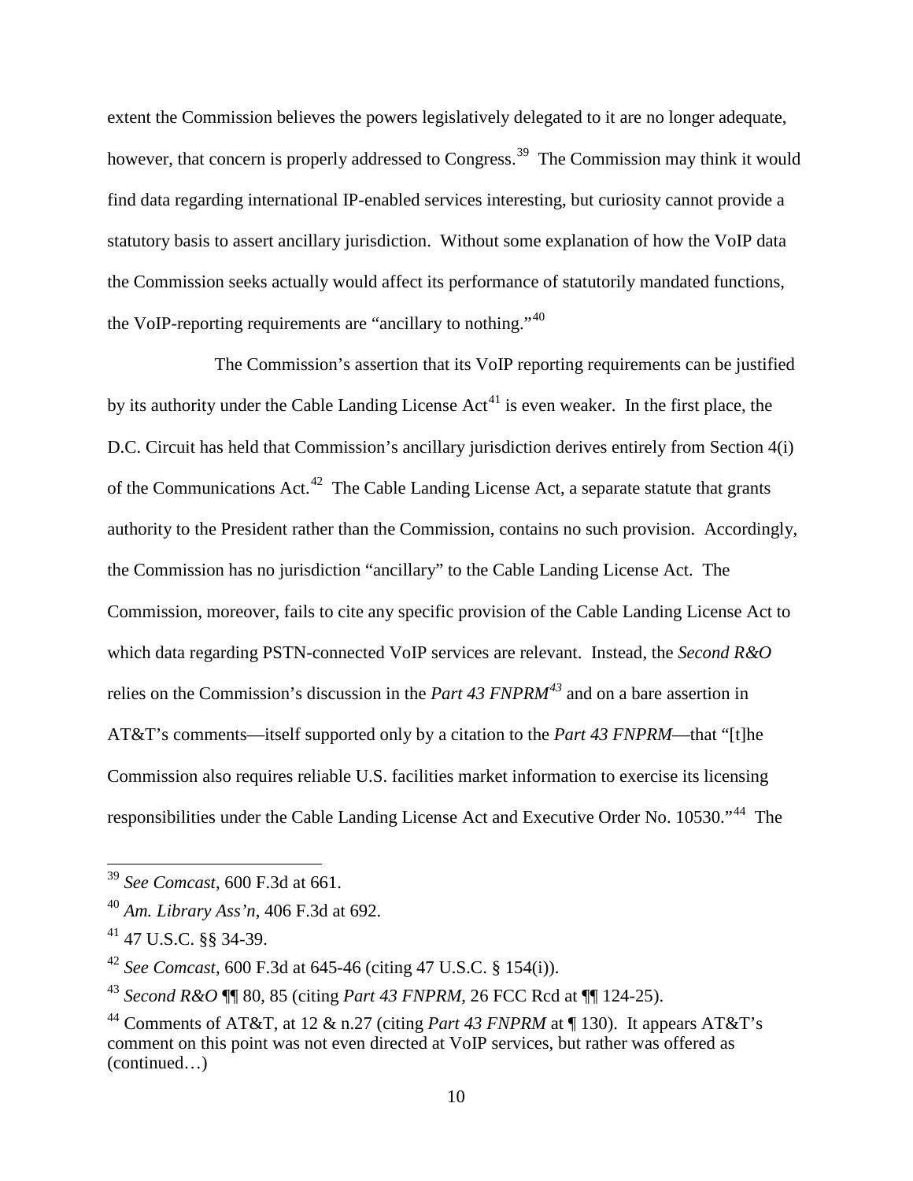extent the Commission believes the powers legislatively delegated to it are no longer adequate, however, that concern is properly addressed to Congress.[39] The Commission may think it would find data regarding international IP-enabled services interesting, but curiosity cannot provide a statutory basis to assert ancillary jurisdiction. Without some explanation of how the VoIP data the Commission seeks actually would affect its performance of statutorily mandated functions, the VoIP-reporting requirements are "ancillary to nothing."[40]

The Commission's assertion that its VoIP reporting requirements can be justified by its authority under the Cable Landing License Act[41] is even weaker. In the first place, the D.C. Circuit has held that Commission's ancillary jurisdiction derives entirely from Section 4(i) of the Communications Act.[42] The Cable Landing License Act, a separate statute that grants authority to the President rather than the Commission, contains no such provision. Accordingly, the Commission has no jurisdiction "ancillary" to the Cable Landing License Act. The Commission, moreover, fails to cite any specific provision of the Cable Landing License Act to which data regarding PSTN-connected VoIP services are relevant. Instead, the *Second R&O* relies on the Commission's discussion in the *Part 43 FNPRM*[43] and on a bare assertion in AT&T's comments—itself supported only by a citation to the *Part 43 FNPRM*—that "[t]he Commission also requires reliable U.S. facilities market information to exercise its licensing responsibilities under the Cable Landing License Act and Executive Order No. 10530."[44] The

---

[39] *See Comcast*, 600 F.3d at 661.

[40] *Am. Library Ass'n*, 406 F.3d at 692.

[41] 47 U.S.C. §§ 34-39.

[42] *See Comcast*, 600 F.3d at 645-46 (citing 47 U.S.C. § 154(i)).

[43] *Second R&O* ¶¶ 80, 85 (citing *Part 43 FNPRM*, 26 FCC Rcd at ¶¶ 124-25).

[44] Comments of AT&T, at 12 & n.27 (citing *Part 43 FNPRM* at ¶ 130). It appears AT&T's comment on this point was not even directed at VoIP services, but rather was offered as (continued…)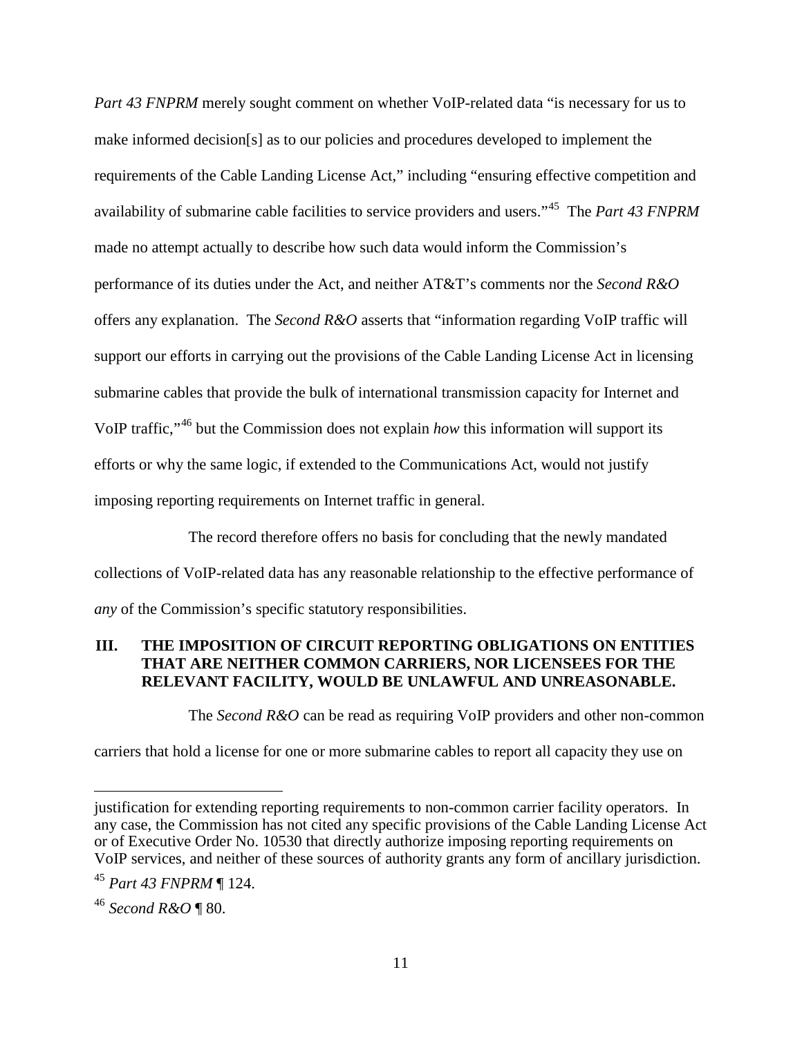*Part 43 FNPRM* merely sought comment on whether VoIP-related data "is necessary for us to make informed decision[s] as to our policies and procedures developed to implement the requirements of the Cable Landing License Act," including "ensuring effective competition and availability of submarine cable facilities to service providers and users."[45] The *Part 43 FNPRM* made no attempt actually to describe how such data would inform the Commission's performance of its duties under the Act, and neither AT&T's comments nor the *Second R&O* offers any explanation. The *Second R&O* asserts that "information regarding VoIP traffic will support our efforts in carrying out the provisions of the Cable Landing License Act in licensing submarine cables that provide the bulk of international transmission capacity for Internet and VoIP traffic,"[46] but the Commission does not explain *how* this information will support its efforts or why the same logic, if extended to the Communications Act, would not justify imposing reporting requirements on Internet traffic in general.

The record therefore offers no basis for concluding that the newly mandated collections of VoIP-related data has any reasonable relationship to the effective performance of *any* of the Commission's specific statutory responsibilities.

## III. THE IMPOSITION OF CIRCUIT REPORTING OBLIGATIONS ON ENTITIES THAT ARE NEITHER COMMON CARRIERS, NOR LICENSEES FOR THE RELEVANT FACILITY, WOULD BE UNLAWFUL AND UNREASONABLE.

The *Second R&O* can be read as requiring VoIP providers and other non-common carriers that hold a license for one or more submarine cables to report all capacity they use on

---

justification for extending reporting requirements to non-common carrier facility operators. In any case, the Commission has not cited any specific provisions of the Cable Landing License Act or of Executive Order No. 10530 that directly authorize imposing reporting requirements on VoIP services, and neither of these sources of authority grants any form of ancillary jurisdiction.

[45] *Part 43 FNPRM* ¶ 124.

[46] *Second R&O* ¶ 80.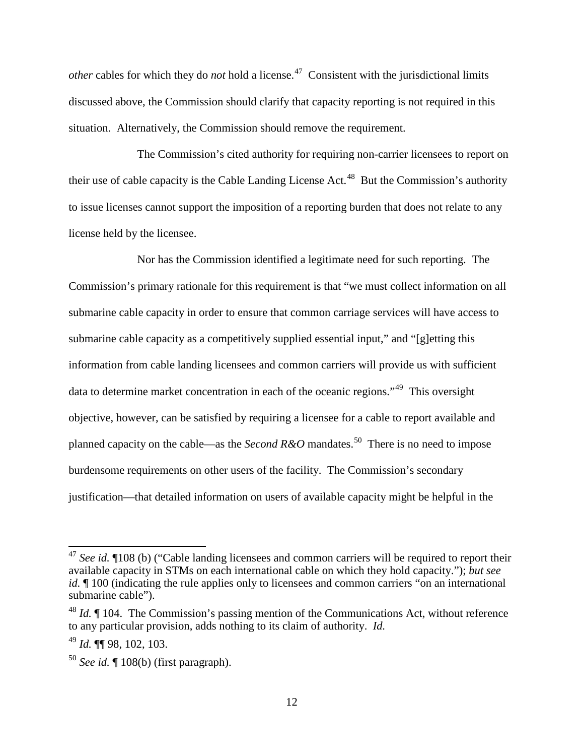*other* cables for which they do *not* hold a license.[47] Consistent with the jurisdictional limits discussed above, the Commission should clarify that capacity reporting is not required in this situation. Alternatively, the Commission should remove the requirement.

The Commission's cited authority for requiring non-carrier licensees to report on their use of cable capacity is the Cable Landing License Act.[48] But the Commission's authority to issue licenses cannot support the imposition of a reporting burden that does not relate to any license held by the licensee.

Nor has the Commission identified a legitimate need for such reporting. The Commission's primary rationale for this requirement is that "we must collect information on all submarine cable capacity in order to ensure that common carriage services will have access to submarine cable capacity as a competitively supplied essential input," and "[g]etting this information from cable landing licensees and common carriers will provide us with sufficient data to determine market concentration in each of the oceanic regions."[49] This oversight objective, however, can be satisfied by requiring a licensee for a cable to report available and planned capacity on the cable—as the *Second R&O* mandates.[50] There is no need to impose burdensome requirements on other users of the facility. The Commission's secondary justification—that detailed information on users of available capacity might be helpful in the

---

[47] *See id.* ¶108 (b) ("Cable landing licensees and common carriers will be required to report their available capacity in STMs on each international cable on which they hold capacity."); *but see id.* ¶ 100 (indicating the rule applies only to licensees and common carriers "on an international submarine cable").

[48] *Id.* ¶ 104. The Commission's passing mention of the Communications Act, without reference to any particular provision, adds nothing to its claim of authority. *Id.*

[49] *Id.* ¶¶ 98, 102, 103.

[50] *See id.* ¶ 108(b) (first paragraph).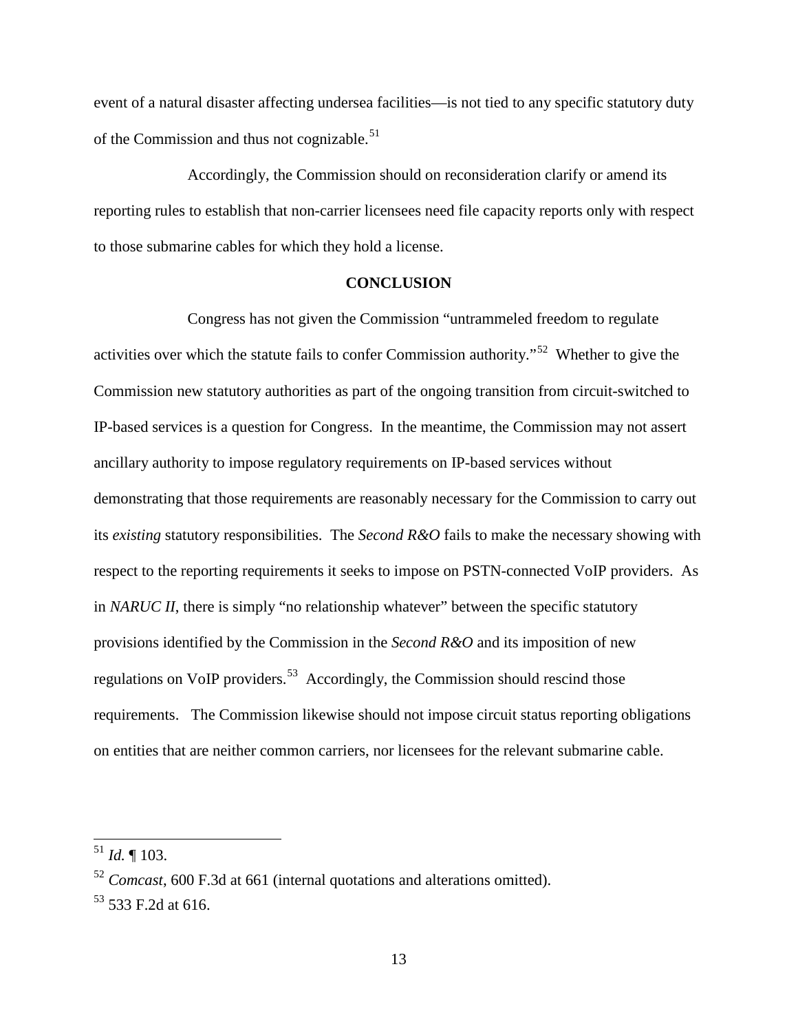event of a natural disaster affecting undersea facilities—is not tied to any specific statutory duty of the Commission and thus not cognizable.[51]

Accordingly, the Commission should on reconsideration clarify or amend its reporting rules to establish that non-carrier licensees need file capacity reports only with respect to those submarine cables for which they hold a license.

## CONCLUSION

Congress has not given the Commission "untrammeled freedom to regulate activities over which the statute fails to confer Commission authority."[52] Whether to give the Commission new statutory authorities as part of the ongoing transition from circuit-switched to IP-based services is a question for Congress. In the meantime, the Commission may not assert ancillary authority to impose regulatory requirements on IP-based services without demonstrating that those requirements are reasonably necessary for the Commission to carry out its *existing* statutory responsibilities. The *Second R&O* fails to make the necessary showing with respect to the reporting requirements it seeks to impose on PSTN-connected VoIP providers. As in *NARUC II*, there is simply "no relationship whatever" between the specific statutory provisions identified by the Commission in the *Second R&O* and its imposition of new regulations on VoIP providers.[53] Accordingly, the Commission should rescind those requirements. The Commission likewise should not impose circuit status reporting obligations on entities that are neither common carriers, nor licensees for the relevant submarine cable.

---

[51] *Id.* ¶ 103.

[52] *Comcast*, 600 F.3d at 661 (internal quotations and alterations omitted).

[53] 533 F.2d at 616.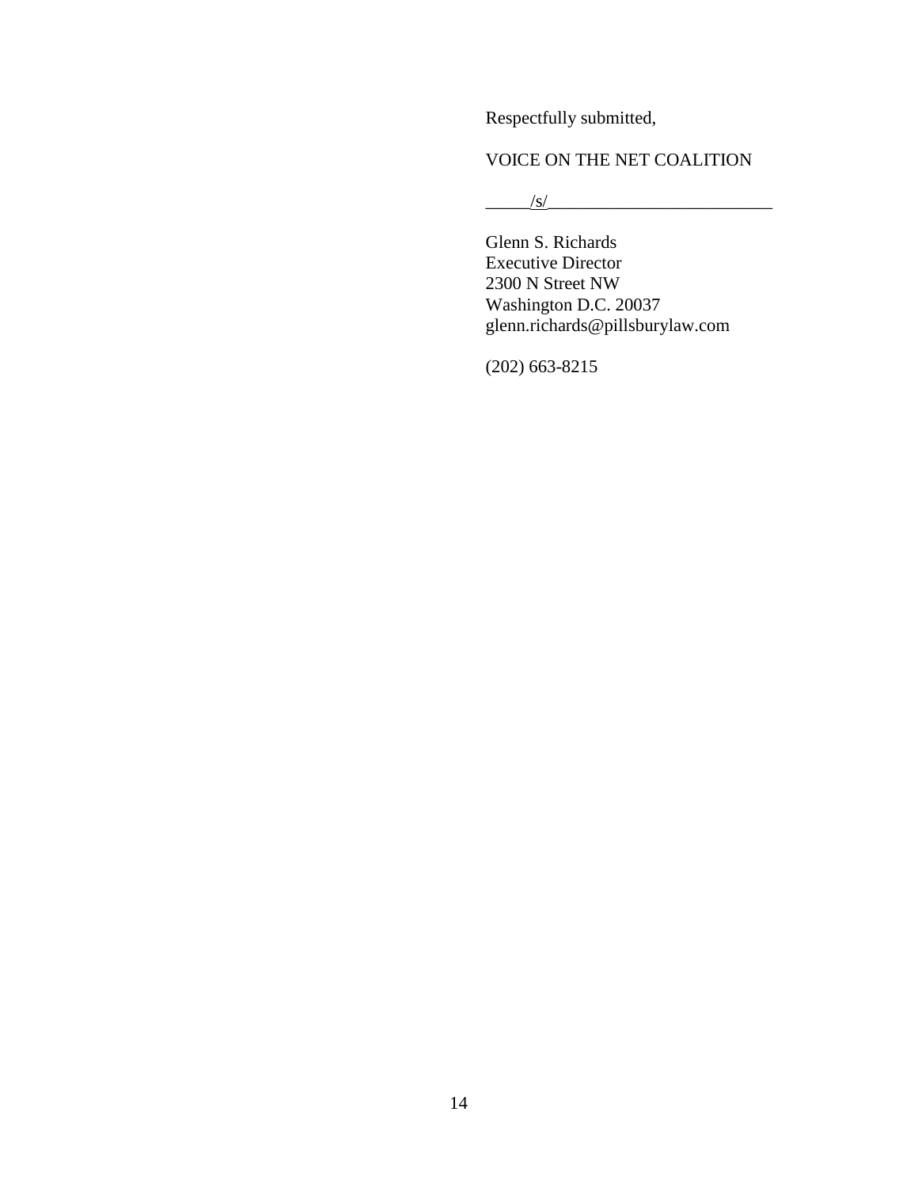Respectfully submitted,

VOICE ON THE NET COALITION

_____/s/_________________________

Glenn S. Richards
Executive Director
2300 N Street NW
Washington D.C. 20037
glenn.richards@pillsburylaw.com

(202) 663-8215